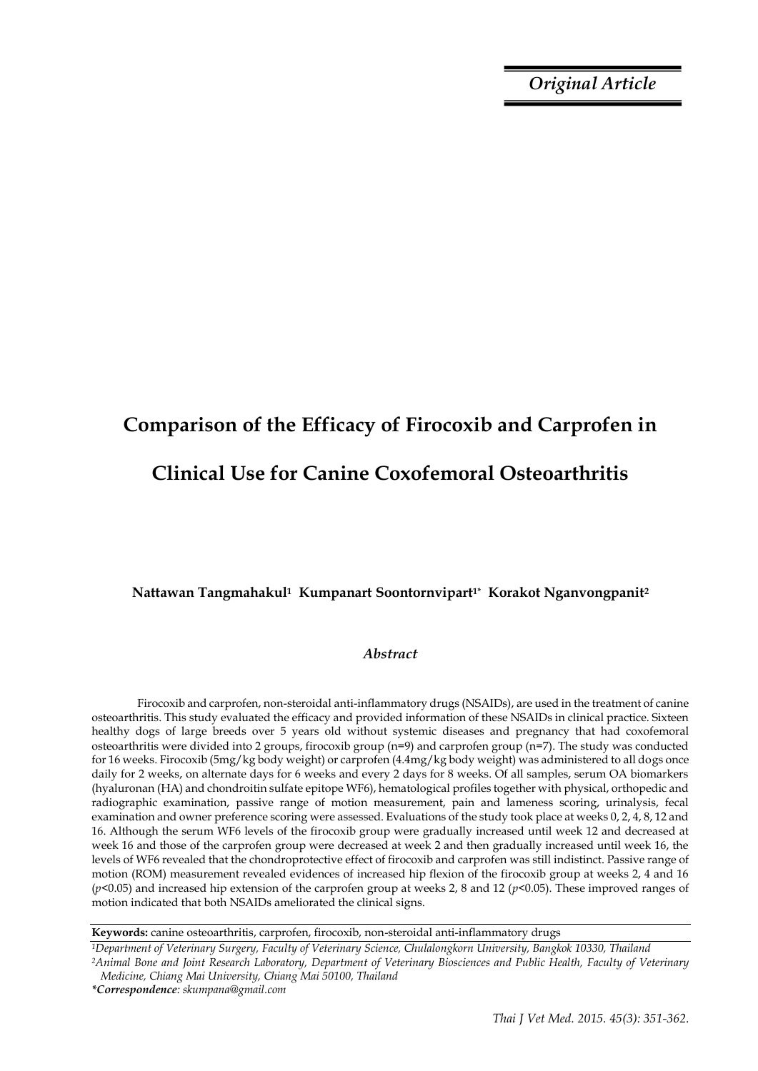*Original Article*

# Comparison of the Efficacy of Firocoxib and Carprofen in Clinical Use for Canine Coxofemoral Osteoarthritis

**Nattawan Tangmahakul[1] Kumpanart Soontornvipart[1*] Korakot Nganvongpanit[2]**

## *Abstract*

Firocoxib and carprofen, non-steroidal anti-inflammatory drugs (NSAIDs), are used in the treatment of canine osteoarthritis. This study evaluated the efficacy and provided information of these NSAIDs in clinical practice. Sixteen healthy dogs of large breeds over 5 years old without systemic diseases and pregnancy that had coxofemoral osteoarthritis were divided into 2 groups, firocoxib group (n=9) and carprofen group (n=7). The study was conducted for 16 weeks. Firocoxib (5mg/kg body weight) or carprofen (4.4mg/kg body weight) was administered to all dogs once daily for 2 weeks, on alternate days for 6 weeks and every 2 days for 8 weeks. Of all samples, serum OA biomarkers (hyaluronan (HA) and chondroitin sulfate epitope WF6), hematological profiles together with physical, orthopedic and radiographic examination, passive range of motion measurement, pain and lameness scoring, urinalysis, fecal examination and owner preference scoring were assessed. Evaluations of the study took place at weeks 0, 2, 4, 8, 12 and 16. Although the serum WF6 levels of the firocoxib group were gradually increased until week 12 and decreased at week 16 and those of the carprofen group were decreased at week 2 and then gradually increased until week 16, the levels of WF6 revealed that the chondroprotective effect of firocoxib and carprofen was still indistinct. Passive range of motion (ROM) measurement revealed evidences of increased hip flexion of the firocoxib group at weeks 2, 4 and 16 ($p$<0.05) and increased hip extension of the carprofen group at weeks 2, 8 and 12 ($p$<0.05). These improved ranges of motion indicated that both NSAIDs ameliorated the clinical signs.

**Keywords:** canine osteoarthritis, carprofen, firocoxib, non-steroidal anti-inflammatory drugs

[1]*Department of Veterinary Surgery, Faculty of Veterinary Science, Chulalongkorn University, Bangkok 10330, Thailand*

[2]*Animal Bone and Joint Research Laboratory, Department of Veterinary Biosciences and Public Health, Faculty of Veterinary Medicine, Chiang Mai University, Chiang Mai 50100, Thailand*

***Correspondence**: skumpana@gmail.com*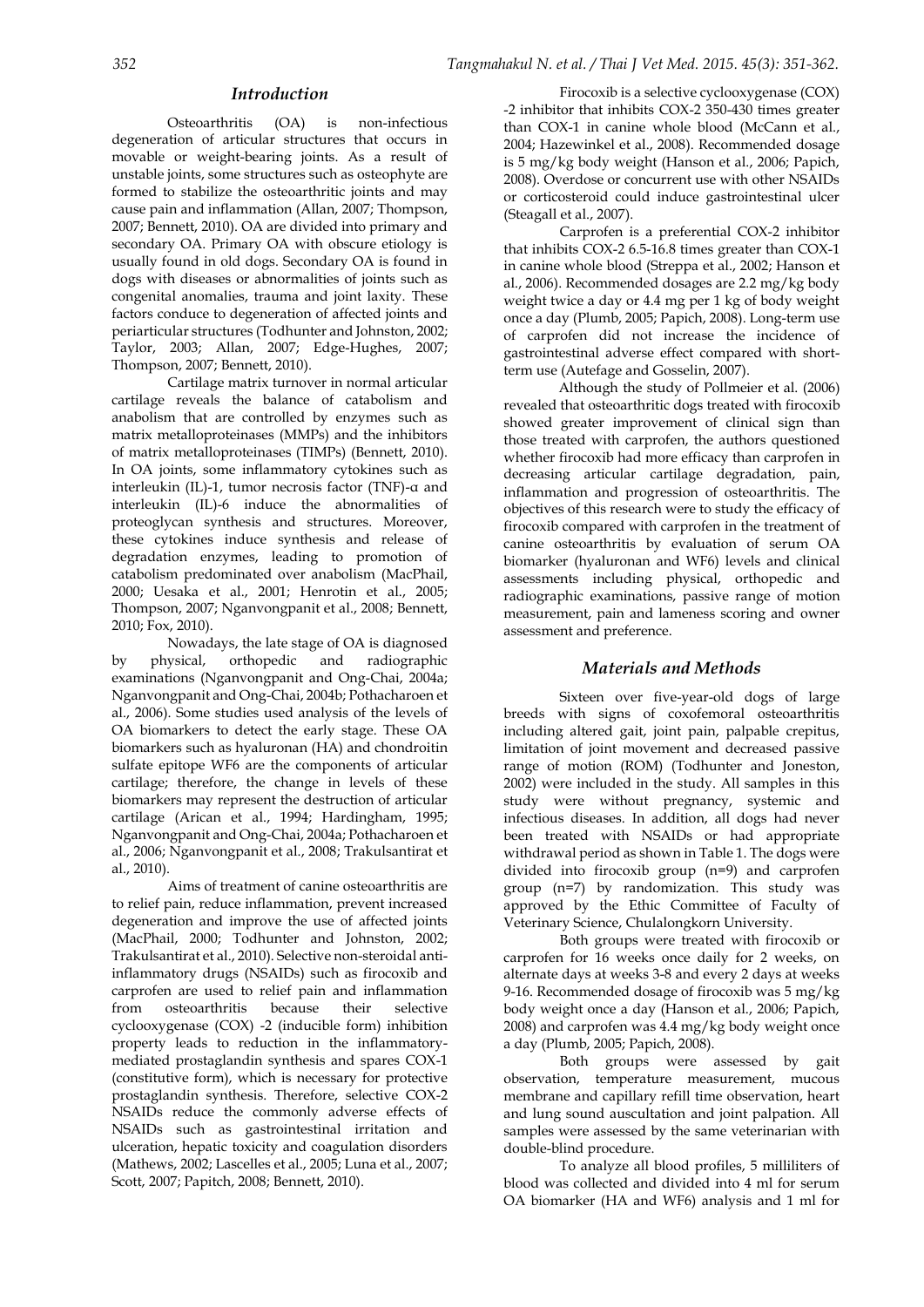## Introduction

Osteoarthritis (OA) is non-infectious degeneration of articular structures that occurs in movable or weight-bearing joints. As a result of unstable joints, some structures such as osteophyte are formed to stabilize the osteoarthritic joints and may cause pain and inflammation (Allan, 2007; Thompson, 2007; Bennett, 2010). OA are divided into primary and secondary OA. Primary OA with obscure etiology is usually found in old dogs. Secondary OA is found in dogs with diseases or abnormalities of joints such as congenital anomalies, trauma and joint laxity. These factors conduce to degeneration of affected joints and periarticular structures (Todhunter and Johnston, 2002; Taylor, 2003; Allan, 2007; Edge-Hughes, 2007; Thompson, 2007; Bennett, 2010).

Cartilage matrix turnover in normal articular cartilage reveals the balance of catabolism and anabolism that are controlled by enzymes such as matrix metalloproteinases (MMPs) and the inhibitors of matrix metalloproteinases (TIMPs) (Bennett, 2010). In OA joints, some inflammatory cytokines such as interleukin (IL)-1, tumor necrosis factor (TNF)-α and interleukin (IL)-6 induce the abnormalities of proteoglycan synthesis and structures. Moreover, these cytokines induce synthesis and release of degradation enzymes, leading to promotion of catabolism predominated over anabolism (MacPhail, 2000; Uesaka et al., 2001; Henrotin et al., 2005; Thompson, 2007; Nganvongpanit et al., 2008; Bennett, 2010; Fox, 2010).

Nowadays, the late stage of OA is diagnosed by physical, orthopedic and radiographic examinations (Nganvongpanit and Ong-Chai, 2004a; Nganvongpanit and Ong-Chai, 2004b; Pothacharoen et al., 2006). Some studies used analysis of the levels of OA biomarkers to detect the early stage. These OA biomarkers such as hyaluronan (HA) and chondroitin sulfate epitope WF6 are the components of articular cartilage; therefore, the change in levels of these biomarkers may represent the destruction of articular cartilage (Arican et al., 1994; Hardingham, 1995; Nganvongpanit and Ong-Chai, 2004a; Pothacharoen et al., 2006; Nganvongpanit et al., 2008; Trakulsantirat et al., 2010).

Aims of treatment of canine osteoarthritis are to relief pain, reduce inflammation, prevent increased degeneration and improve the use of affected joints (MacPhail, 2000; Todhunter and Johnston, 2002; Trakulsantirat et al., 2010). Selective non-steroidal anti-inflammatory drugs (NSAIDs) such as firocoxib and carprofen are used to relief pain and inflammation from osteoarthritis because their selective cyclooxygenase (COX) -2 (inducible form) inhibition property leads to reduction in the inflammatory-mediated prostaglandin synthesis and spares COX-1 (constitutive form), which is necessary for protective prostaglandin synthesis. Therefore, selective COX-2 NSAIDs reduce the commonly adverse effects of NSAIDs such as gastrointestinal irritation and ulceration, hepatic toxicity and coagulation disorders (Mathews, 2002; Lascelles et al., 2005; Luna et al., 2007; Scott, 2007; Papitch, 2008; Bennett, 2010).

Firocoxib is a selective cyclooxygenase (COX) -2 inhibitor that inhibits COX-2 350-430 times greater than COX-1 in canine whole blood (McCann et al., 2004; Hazewinkel et al., 2008). Recommended dosage is 5 mg/kg body weight (Hanson et al., 2006; Papich, 2008). Overdose or concurrent use with other NSAIDs or corticosteroid could induce gastrointestinal ulcer (Steagall et al., 2007).

Carprofen is a preferential COX-2 inhibitor that inhibits COX-2 6.5-16.8 times greater than COX-1 in canine whole blood (Streppa et al., 2002; Hanson et al., 2006). Recommended dosages are 2.2 mg/kg body weight twice a day or 4.4 mg per 1 kg of body weight once a day (Plumb, 2005; Papich, 2008). Long-term use of carprofen did not increase the incidence of gastrointestinal adverse effect compared with short-term use (Autefage and Gosselin, 2007).

Although the study of Pollmeier et al. (2006) revealed that osteoarthritic dogs treated with firocoxib showed greater improvement of clinical sign than those treated with carprofen, the authors questioned whether firocoxib had more efficacy than carprofen in decreasing articular cartilage degradation, pain, inflammation and progression of osteoarthritis. The objectives of this research were to study the efficacy of firocoxib compared with carprofen in the treatment of canine osteoarthritis by evaluation of serum OA biomarker (hyaluronan and WF6) levels and clinical assessments including physical, orthopedic and radiographic examinations, passive range of motion measurement, pain and lameness scoring and owner assessment and preference.

## Materials and Methods

Sixteen over five-year-old dogs of large breeds with signs of coxofemoral osteoarthritis including altered gait, joint pain, palpable crepitus, limitation of joint movement and decreased passive range of motion (ROM) (Todhunter and Joneston, 2002) were included in the study. All samples in this study were without pregnancy, systemic and infectious diseases. In addition, all dogs had never been treated with NSAIDs or had appropriate withdrawal period as shown in Table 1. The dogs were divided into firocoxib group (n=9) and carprofen group (n=7) by randomization. This study was approved by the Ethic Committee of Faculty of Veterinary Science, Chulalongkorn University.

Both groups were treated with firocoxib or carprofen for 16 weeks once daily for 2 weeks, on alternate days at weeks 3-8 and every 2 days at weeks 9-16. Recommended dosage of firocoxib was 5 mg/kg body weight once a day (Hanson et al., 2006; Papich, 2008) and carprofen was 4.4 mg/kg body weight once a day (Plumb, 2005; Papich, 2008).

Both groups were assessed by gait observation, temperature measurement, mucous membrane and capillary refill time observation, heart and lung sound auscultation and joint palpation. All samples were assessed by the same veterinarian with double-blind procedure.

To analyze all blood profiles, 5 milliliters of blood was collected and divided into 4 ml for serum OA biomarker (HA and WF6) analysis and 1 ml for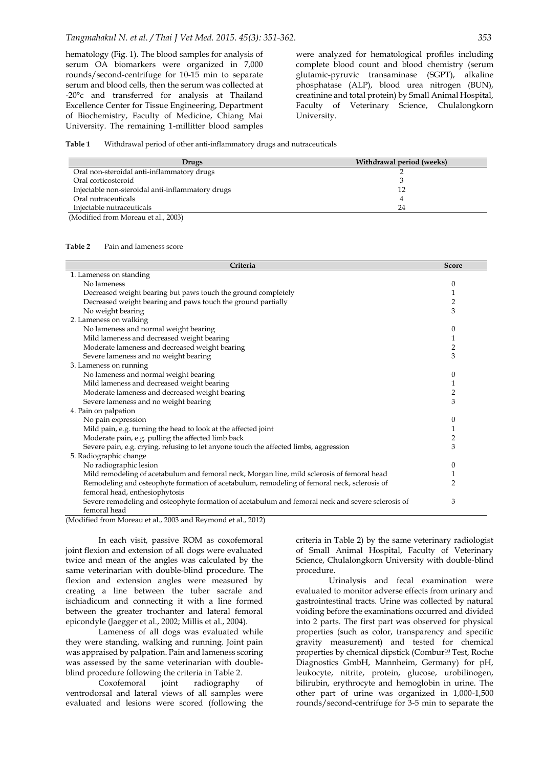hematology (Fig. 1). The blood samples for analysis of serum OA biomarkers were organized in 7,000 rounds/second-centrifuge for 10-15 min to separate serum and blood cells, then the serum was collected at -20°c and transferred for analysis at Thailand Excellence Center for Tissue Engineering, Department of Biochemistry, Faculty of Medicine, Chiang Mai University. The remaining 1-millitter blood samples were analyzed for hematological profiles including complete blood count and blood chemistry (serum glutamic-pyruvic transaminase (SGPT), alkaline phosphatase (ALP), blood urea nitrogen (BUN), creatinine and total protein) by Small Animal Hospital, Faculty of Veterinary Science, Chulalongkorn University.

**Table 1** Withdrawal period of other anti-inflammatory drugs and nutraceuticals

| Drugs | Withdrawal period (weeks) |
|---|---|
| Oral non-steroidal anti-inflammatory drugs | 2 |
| Oral corticosteroid | 3 |
| Injectable non-steroidal anti-inflammatory drugs | 12 |
| Oral nutraceuticals | 4 |
| Injectable nutraceuticals | 24 |

(Modified from Moreau et al., 2003)

**Table 2** Pain and lameness score

| Criteria | Score |
|---|---|
| 1. Lameness on standing | |
| No lameness | 0 |
| Decreased weight bearing but paws touch the ground completely | 1 |
| Decreased weight bearing and paws touch the ground partially | 2 |
| No weight bearing | 3 |
| 2. Lameness on walking | |
| No lameness and normal weight bearing | 0 |
| Mild lameness and decreased weight bearing | 1 |
| Moderate lameness and decreased weight bearing | 2 |
| Severe lameness and no weight bearing | 3 |
| 3. Lameness on running | |
| No lameness and normal weight bearing | 0 |
| Mild lameness and decreased weight bearing | 1 |
| Moderate lameness and decreased weight bearing | 2 |
| Severe lameness and no weight bearing | 3 |
| 4. Pain on palpation | |
| No pain expression | 0 |
| Mild pain, e.g. turning the head to look at the affected joint | 1 |
| Moderate pain, e.g. pulling the affected limb back | 2 |
| Severe pain, e.g. crying, refusing to let anyone touch the affected limbs, aggression | 3 |
| 5. Radiographic change | |
| No radiographic lesion | 0 |
| Mild remodeling of acetabulum and femoral neck, Morgan line, mild sclerosis of femoral head | 1 |
| Remodeling and osteophyte formation of acetabulum, remodeling of femoral neck, sclerosis of femoral head, enthesiophytosis | 2 |
| Severe remodeling and osteophyte formation of acetabulum and femoral neck and severe sclerosis of femoral head | 3 |

(Modified from Moreau et al., 2003 and Reymond et al., 2012)

In each visit, passive ROM as coxofemoral joint flexion and extension of all dogs were evaluated twice and mean of the angles was calculated by the same veterinarian with double-blind procedure. The flexion and extension angles were measured by creating a line between the tuber sacrale and ischiadicum and connecting it with a line formed between the greater trochanter and lateral femoral epicondyle (Jaegger et al., 2002; Millis et al., 2004).

Lameness of all dogs was evaluated while they were standing, walking and running. Joint pain was appraised by palpation. Pain and lameness scoring was assessed by the same veterinarian with double-blind procedure following the criteria in Table 2.

Coxofemoral joint radiography of ventrodorsal and lateral views of all samples were evaluated and lesions were scored (following the criteria in Table 2) by the same veterinary radiologist of Small Animal Hospital, Faculty of Veterinary Science, Chulalongkorn University with double-blind procedure.

Urinalysis and fecal examination were evaluated to monitor adverse effects from urinary and gastrointestinal tracts. Urine was collected by natural voiding before the examinations occurred and divided into 2 parts. The first part was observed for physical properties (such as color, transparency and specific gravity measurement) and tested for chemical properties by chemical dipstick (Combur[10] Test, Roche Diagnostics GmbH, Mannheim, Germany) for pH, leukocyte, nitrite, protein, glucose, urobilinogen, bilirubin, erythrocyte and hemoglobin in urine. The other part of urine was organized in 1,000-1,500 rounds/second-centrifuge for 3-5 min to separate the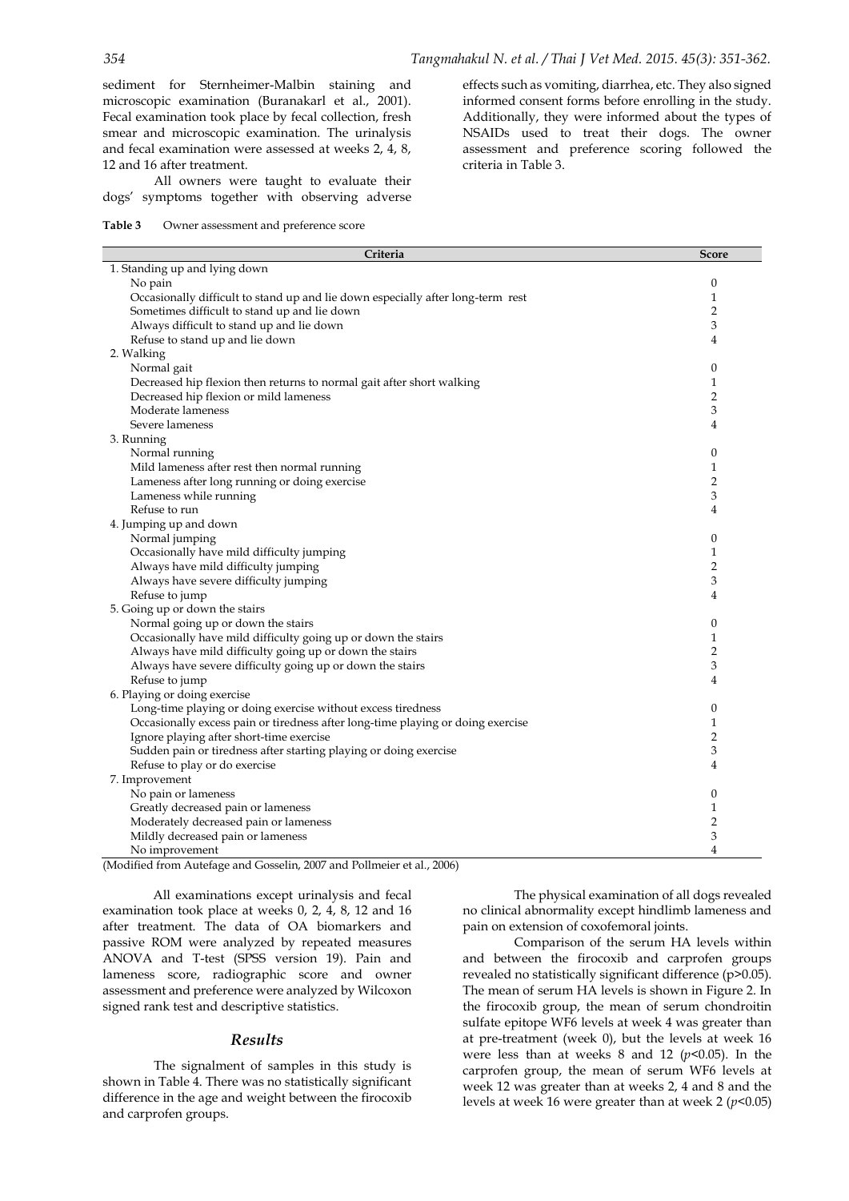sediment for Sternheimer-Malbin staining and microscopic examination (Buranakarl et al., 2001). Fecal examination took place by fecal collection, fresh smear and microscopic examination. The urinalysis and fecal examination were assessed at weeks 2, 4, 8, 12 and 16 after treatment.

All owners were taught to evaluate their dogs' symptoms together with observing adverse effects such as vomiting, diarrhea, etc. They also signed informed consent forms before enrolling in the study. Additionally, they were informed about the types of NSAIDs used to treat their dogs. The owner assessment and preference scoring followed the criteria in Table 3.

**Table 3** Owner assessment and preference score

| Criteria | Score |
|---|---|
| 1. Standing up and lying down | |
| No pain | 0 |
| Occasionally difficult to stand up and lie down especially after long-term rest | 1 |
| Sometimes difficult to stand up and lie down | 2 |
| Always difficult to stand up and lie down | 3 |
| Refuse to stand up and lie down | 4 |
| 2. Walking | |
| Normal gait | 0 |
| Decreased hip flexion then returns to normal gait after short walking | 1 |
| Decreased hip flexion or mild lameness | 2 |
| Moderate lameness | 3 |
| Severe lameness | 4 |
| 3. Running | |
| Normal running | 0 |
| Mild lameness after rest then normal running | 1 |
| Lameness after long running or doing exercise | 2 |
| Lameness while running | 3 |
| Refuse to run | 4 |
| 4. Jumping up and down | |
| Normal jumping | 0 |
| Occasionally have mild difficulty jumping | 1 |
| Always have mild difficulty jumping | 2 |
| Always have severe difficulty jumping | 3 |
| Refuse to jump | 4 |
| 5. Going up or down the stairs | |
| Normal going up or down the stairs | 0 |
| Occasionally have mild difficulty going up or down the stairs | 1 |
| Always have mild difficulty going up or down the stairs | 2 |
| Always have severe difficulty going up or down the stairs | 3 |
| Refuse to jump | 4 |
| 6. Playing or doing exercise | |
| Long-time playing or doing exercise without excess tiredness | 0 |
| Occasionally excess pain or tiredness after long-time playing or doing exercise | 1 |
| Ignore playing after short-time exercise | 2 |
| Sudden pain or tiredness after starting playing or doing exercise | 3 |
| Refuse to play or do exercise | 4 |
| 7. Improvement | |
| No pain or lameness | 0 |
| Greatly decreased pain or lameness | 1 |
| Moderately decreased pain or lameness | 2 |
| Mildly decreased pain or lameness | 3 |
| No improvement | 4 |

(Modified from Autefage and Gosselin, 2007 and Pollmeier et al., 2006)

All examinations except urinalysis and fecal examination took place at weeks 0, 2, 4, 8, 12 and 16 after treatment. The data of OA biomarkers and passive ROM were analyzed by repeated measures ANOVA and T-test (SPSS version 19). Pain and lameness score, radiographic score and owner assessment and preference were analyzed by Wilcoxon signed rank test and descriptive statistics.

## *Results*

The signalment of samples in this study is shown in Table 4. There was no statistically significant difference in the age and weight between the firocoxib and carprofen groups.

The physical examination of all dogs revealed no clinical abnormality except hindlimb lameness and pain on extension of coxofemoral joints.

Comparison of the serum HA levels within and between the firocoxib and carprofen groups revealed no statistically significant difference ($p>0.05$). The mean of serum HA levels is shown in Figure 2. In the firocoxib group, the mean of serum chondroitin sulfate epitope WF6 levels at week 4 was greater than at pre-treatment (week 0), but the levels at week 16 were less than at weeks 8 and 12 ($p<0.05$). In the carprofen group, the mean of serum WF6 levels at week 12 was greater than at weeks 2, 4 and 8 and the levels at week 16 were greater than at week 2 ($p<0.05$)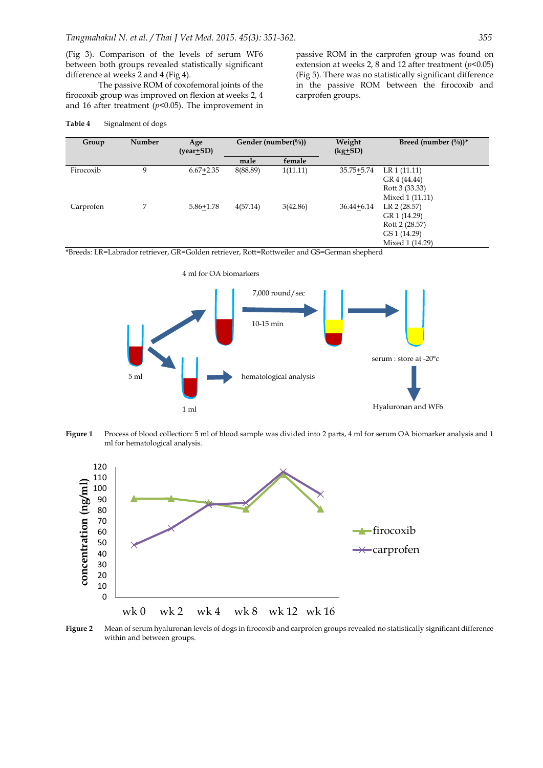(Fig 3). Comparison of the levels of serum WF6 between both groups revealed statistically significant difference at weeks 2 and 4 (Fig 4).

The passive ROM of coxofemoral joints of the firocoxib group was improved on flexion at weeks 2, 4 and 16 after treatment ($p<0.05$). The improvement in passive ROM in the carprofen group was found on extension at weeks 2, 8 and 12 after treatment ($p<0.05$) (Fig 5). There was no statistically significant difference in the passive ROM between the firocoxib and carprofen groups.

**Table 4** Signalment of dogs

| Group | Number | Age (year±SD) | Gender (number(%)) | | Weight (kg±SD) | Breed (number (%))* |
|---|---|---|---|---|---|---|
| | | | male | female | | |
| Firocoxib | 9 | 6.67±2.35 | 8(88.89) | 1(11.11) | 35.75±5.74 | LR 1 (11.11)<br>GR 4 (44.44)<br>Rott 3 (33.33)<br>Mixed 1 (11.11) |
| Carprofen | 7 | 5.86±1.78 | 4(57.14) | 3(42.86) | 36.44±6.14 | LR 2 (28.57)<br>GR 1 (14.29)<br>Rott 2 (28.57)<br>GS 1 (14.29)<br>Mixed 1 (14.29) |

*Breeds: LR=Labrador retriever, GR=Golden retriever, Rott=Rottweiler and GS=German shepherd

**Figure 1** Process of blood collection: 5 ml of blood sample was divided into 2 parts, 4 ml for serum OA biomarker analysis and 1 ml for hematological analysis.

**Figure 2** Mean of serum hyaluronan levels of dogs in firocoxib and carprofen groups revealed no statistically significant difference within and between groups.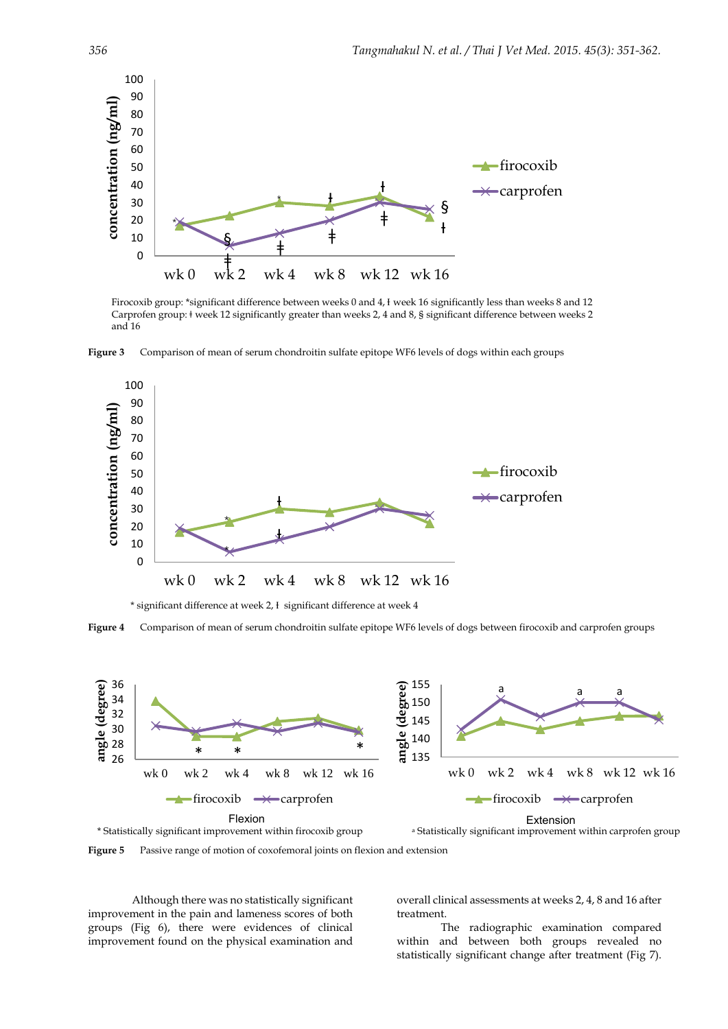Firocoxib group: *significant difference between weeks 0 and 4, ł week 16 significantly less than weeks 8 and 12
Carprofen group: ǂ week 12 significantly greater than weeks 2, 4 and 8, § significant difference between weeks 2 and 16

**Figure 3** Comparison of mean of serum chondroitin sulfate epitope WF6 levels of dogs within each groups

* significant difference at week 2, ł significant difference at week 4

**Figure 4** Comparison of mean of serum chondroitin sulfate epitope WF6 levels of dogs between firocoxib and carprofen groups

Flexion
* Statistically significant improvement within firocoxib group

Extension
[a] Statistically significant improvement within carprofen group

**Figure 5** Passive range of motion of coxofemoral joints on flexion and extension

Although there was no statistically significant improvement in the pain and lameness scores of both groups (Fig 6), there were evidences of clinical improvement found on the physical examination and overall clinical assessments at weeks 2, 4, 8 and 16 after treatment.

The radiographic examination compared within and between both groups revealed no statistically significant change after treatment (Fig 7).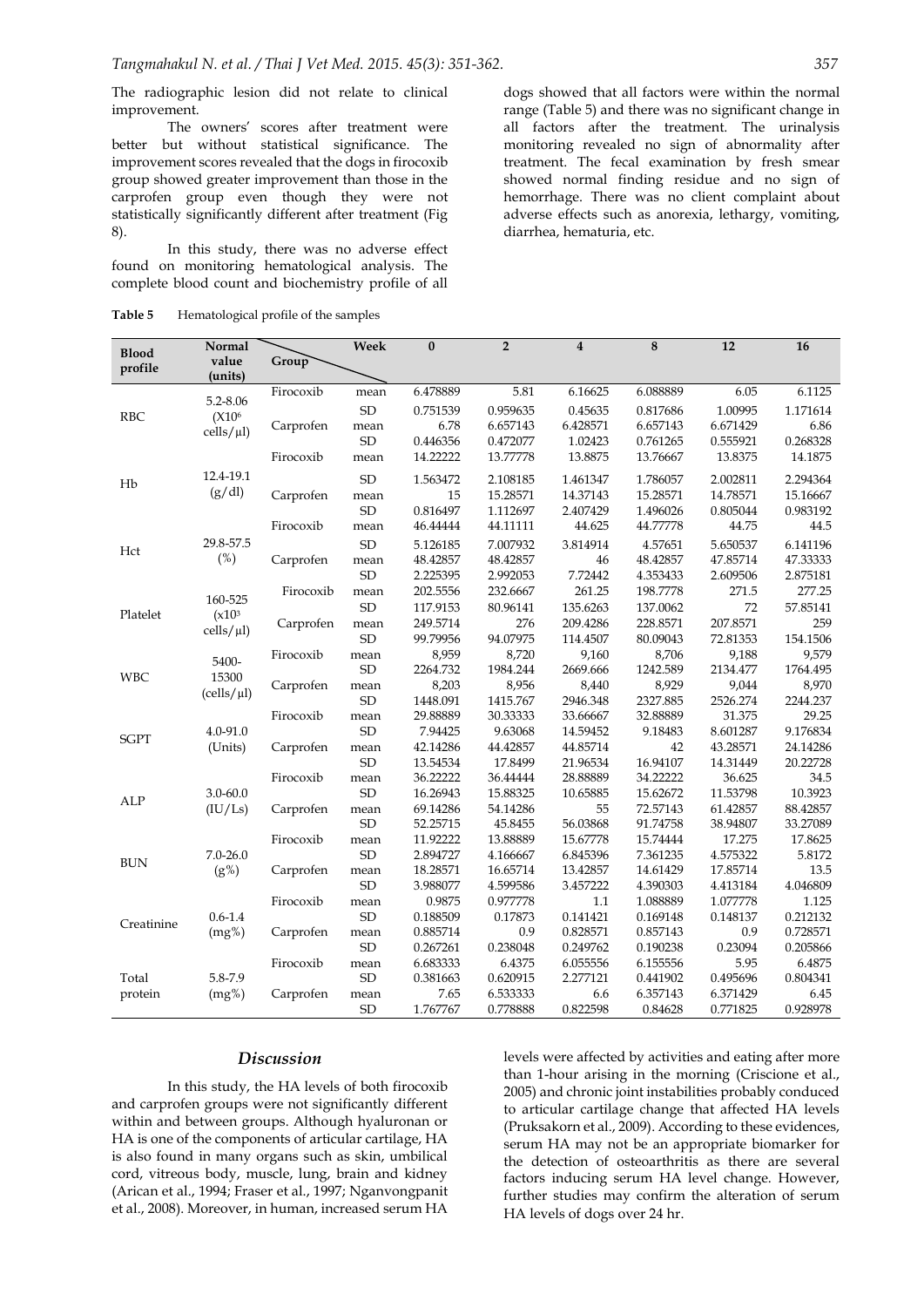The radiographic lesion did not relate to clinical improvement.

The owners' scores after treatment were better but without statistical significance. The improvement scores revealed that the dogs in firocoxib group showed greater improvement than those in the carprofen group even though they were not statistically significantly different after treatment (Fig 8).

In this study, there was no adverse effect found on monitoring hematological analysis. The complete blood count and biochemistry profile of all dogs showed that all factors were within the normal range (Table 5) and there was no significant change in all factors after the treatment. The urinalysis monitoring revealed no sign of abnormality after treatment. The fecal examination by fresh smear showed normal finding residue and no sign of hemorrhage. There was no client complaint about adverse effects such as anorexia, lethargy, vomiting, diarrhea, hematuria, etc.

**Table 5** Hematological profile of the samples

| Blood profile | Normal value (units) | Group | Week | 0 | 2 | 4 | 8 | 12 | 16 |
|---|---|---|---|---|---|---|---|---|---|
| RBC | 5.2-8.06 ($X10^6$ cells/µl) | Firocoxib | mean | 6.478889 | 5.81 | 6.16625 | 6.088889 | 6.05 | 6.1125 |
| | | | SD | 0.751539 | 0.959635 | 0.45635 | 0.817686 | 1.00995 | 1.171614 |
| | | Carprofen | mean | 6.78 | 6.657143 | 6.428571 | 6.657143 | 6.671429 | 6.86 |
| | | | SD | 0.446356 | 0.472077 | 1.02423 | 0.761265 | 0.555921 | 0.268328 |
| Hb | 12.4-19.1 (g/dl) | Firocoxib | mean | 14.22222 | 13.77778 | 13.8875 | 13.76667 | 13.8375 | 14.1875 |
| | | | SD | 1.563472 | 2.108185 | 1.461347 | 1.786057 | 2.002811 | 2.294364 |
| | | Carprofen | mean | 15 | 15.28571 | 14.37143 | 15.28571 | 14.78571 | 15.16667 |
| | | | SD | 0.816497 | 1.112697 | 2.407429 | 1.496026 | 0.805044 | 0.983192 |
| Hct | 29.8-57.5 (%) | Firocoxib | mean | 46.44444 | 44.11111 | 44.625 | 44.77778 | 44.75 | 44.5 |
| | | | SD | 5.126185 | 7.007932 | 3.814914 | 4.57651 | 5.650537 | 6.141196 |
| | | Carprofen | mean | 48.42857 | 48.42857 | 46 | 48.42857 | 47.85714 | 47.33333 |
| | | | SD | 2.225395 | 2.992053 | 7.72442 | 4.353433 | 2.609506 | 2.875181 |
| Platelet | 160-525 ($x10^3$ cells/µl) | Firocoxib | mean | 202.5556 | 232.6667 | 261.25 | 198.7778 | 271.5 | 277.25 |
| | | | SD | 117.9153 | 80.96141 | 135.6263 | 137.0062 | 72 | 57.85141 |
| | | Carprofen | mean | 249.5714 | 276 | 209.4286 | 228.8571 | 207.8571 | 259 |
| | | | SD | 99.79956 | 94.07975 | 114.4507 | 80.09043 | 72.81353 | 154.1506 |
| WBC | 5400-15300 (cells/µl) | Firocoxib | mean | 8,959 | 8,720 | 9,160 | 8,706 | 9,188 | 9,579 |
| | | | SD | 2264.732 | 1984.244 | 2669.666 | 1242.589 | 2134.477 | 1764.495 |
| | | Carprofen | mean | 8,203 | 8,956 | 8,440 | 8,929 | 9,044 | 8,970 |
| | | | SD | 1448.091 | 1415.767 | 2946.348 | 2327.885 | 2526.274 | 2244.237 |
| SGPT | 4.0-91.0 (Units) | Firocoxib | mean | 29.88889 | 30.33333 | 33.66667 | 32.88889 | 31.375 | 29.25 |
| | | | SD | 7.94425 | 9.63068 | 14.59452 | 9.18483 | 8.601287 | 9.176834 |
| | | Carprofen | mean | 42.14286 | 44.42857 | 44.85714 | 42 | 43.28571 | 24.14286 |
| | | | SD | 13.54534 | 17.8499 | 21.96534 | 16.94107 | 14.31449 | 20.22728 |
| ALP | 3.0-60.0 (IU/Ls) | Firocoxib | mean | 36.22222 | 36.44444 | 28.88889 | 34.22222 | 36.625 | 34.5 |
| | | | SD | 16.26943 | 15.88325 | 10.65885 | 15.62672 | 11.53798 | 10.3923 |
| | | Carprofen | mean | 69.14286 | 54.14286 | 55 | 72.57143 | 61.42857 | 88.42857 |
| | | | SD | 52.25715 | 45.8455 | 56.03868 | 91.74758 | 38.94807 | 33.27089 |
| BUN | 7.0-26.0 (g%) | Firocoxib | mean | 11.92222 | 13.88889 | 15.67778 | 15.74444 | 17.275 | 17.8625 |
| | | | SD | 2.894727 | 4.166667 | 6.845396 | 7.361235 | 4.575322 | 5.8172 |
| | | Carprofen | mean | 18.28571 | 16.65714 | 13.42857 | 14.61429 | 17.85714 | 13.5 |
| | | | SD | 3.988077 | 4.599586 | 3.457222 | 4.390303 | 4.413184 | 4.046809 |
| Creatinine | 0.6-1.4 (mg%) | Firocoxib | mean | 0.9875 | 0.977778 | 1.1 | 1.088889 | 1.077778 | 1.125 |
| | | | SD | 0.188509 | 0.17873 | 0.141421 | 0.169148 | 0.148137 | 0.212132 |
| | | Carprofen | mean | 0.885714 | 0.9 | 0.828571 | 0.857143 | 0.9 | 0.728571 |
| | | | SD | 0.267261 | 0.238048 | 0.249762 | 0.190238 | 0.23094 | 0.205866 |
| Total protein | 5.8-7.9 (mg%) | Firocoxib | mean | 6.683333 | 6.4375 | 6.055556 | 6.155556 | 5.95 | 6.4875 |
| | | | SD | 0.381663 | 0.620915 | 2.277121 | 0.441902 | 0.495696 | 0.804341 |
| | | Carprofen | mean | 7.65 | 6.533333 | 6.6 | 6.357143 | 6.371429 | 6.45 |
| | | | SD | 1.767767 | 0.778888 | 0.822598 | 0.84628 | 0.771825 | 0.928978 |

## Discussion

In this study, the HA levels of both firocoxib and carprofen groups were not significantly different within and between groups. Although hyaluronan or HA is one of the components of articular cartilage, HA is also found in many organs such as skin, umbilical cord, vitreous body, muscle, lung, brain and kidney (Arican et al., 1994; Fraser et al., 1997; Nganvongpanit et al., 2008). Moreover, in human, increased serum HA levels were affected by activities and eating after more than 1-hour arising in the morning (Criscione et al., 2005) and chronic joint instabilities probably conduced to articular cartilage change that affected HA levels (Pruksakorn et al., 2009). According to these evidences, serum HA may not be an appropriate biomarker for the detection of osteoarthritis as there are several factors inducing serum HA level change. However, further studies may confirm the alteration of serum HA levels of dogs over 24 hr.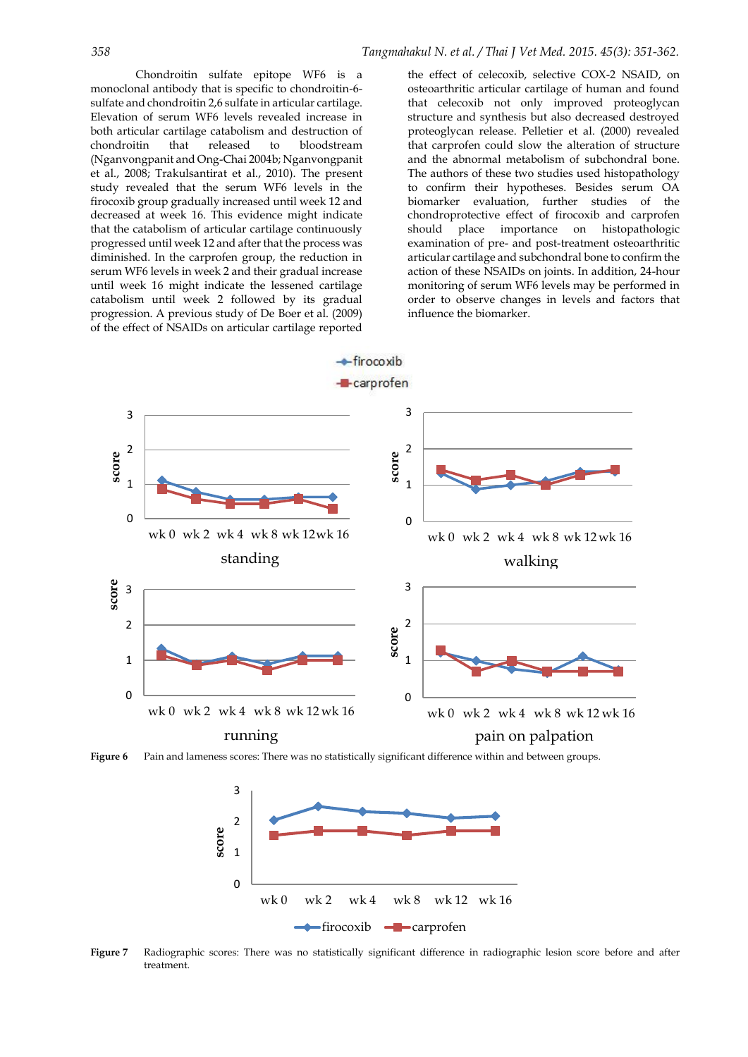Chondroitin sulfate epitope WF6 is a monoclonal antibody that is specific to chondroitin-6-sulfate and chondroitin 2,6 sulfate in articular cartilage. Elevation of serum WF6 levels revealed increase in both articular cartilage catabolism and destruction of chondroitin that released to bloodstream (Nganvongpanit and Ong-Chai 2004b; Nganvongpanit et al., 2008; Trakulsantirat et al., 2010). The present study revealed that the serum WF6 levels in the firocoxib group gradually increased until week 12 and decreased at week 16. This evidence might indicate that the catabolism of articular cartilage continuously progressed until week 12 and after that the process was diminished. In the carprofen group, the reduction in serum WF6 levels in week 2 and their gradual increase until week 16 might indicate the lessened cartilage catabolism until week 2 followed by its gradual progression. A previous study of De Boer et al. (2009) of the effect of NSAIDs on articular cartilage reported the effect of celecoxib, selective COX-2 NSAID, on osteoarthritic articular cartilage of human and found that celecoxib not only improved proteoglycan structure and synthesis but also decreased destroyed proteoglycan release. Pelletier et al. (2000) revealed that carprofen could slow the alteration of structure and the abnormal metabolism of subchondral bone. The authors of these two studies used histopathology to confirm their hypotheses. Besides serum OA biomarker evaluation, further studies of the chondroprotective effect of firocoxib and carprofen should place importance on histopathologic examination of pre- and post-treatment osteoarthritic articular cartilage and subchondral bone to confirm the action of these NSAIDs on joints. In addition, 24-hour monitoring of serum WF6 levels may be performed in order to observe changes in levels and factors that influence the biomarker.

**Figure 6** Pain and lameness scores: There was no statistically significant difference within and between groups.

**Figure 7** Radiographic scores: There was no statistically significant difference in radiographic lesion score before and after treatment.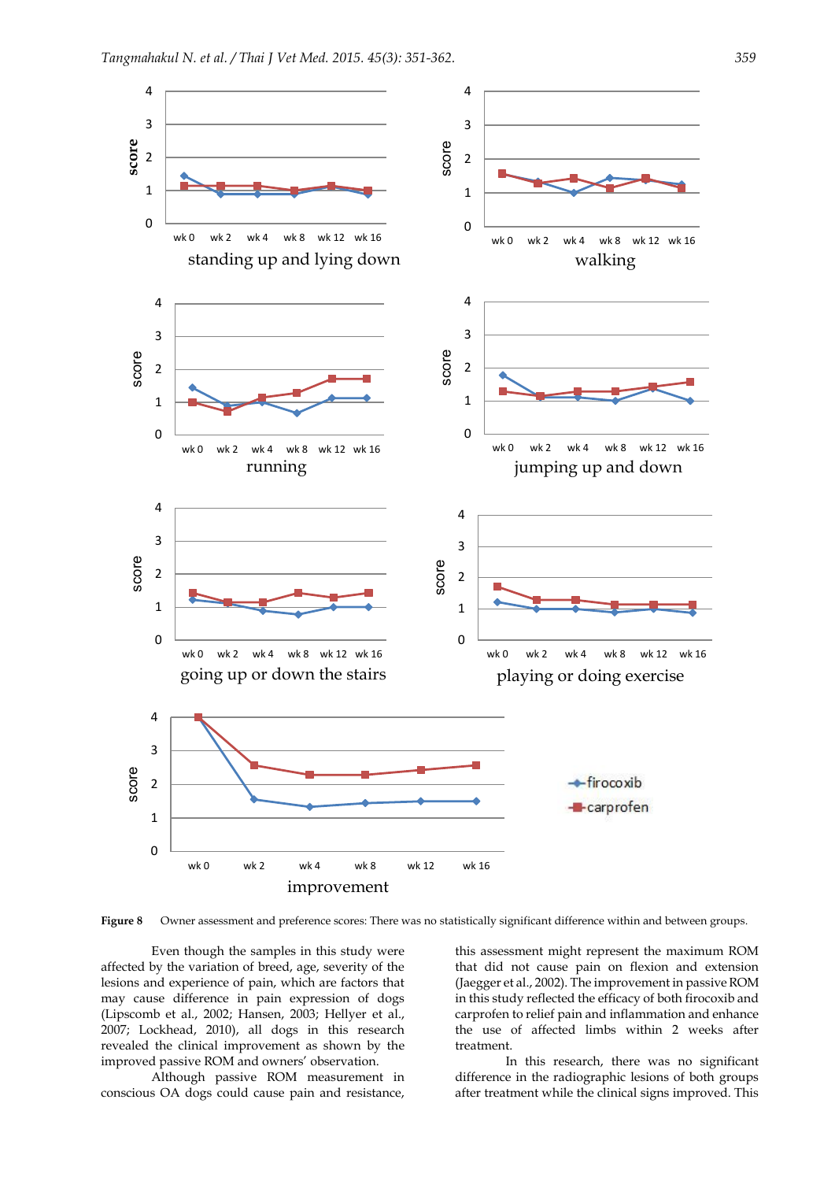**Figure 8** Owner assessment and preference scores: There was no statistically significant difference within and between groups.

Even though the samples in this study were affected by the variation of breed, age, severity of the lesions and experience of pain, which are factors that may cause difference in pain expression of dogs (Lipscomb et al., 2002; Hansen, 2003; Hellyer et al., 2007; Lockhead, 2010), all dogs in this research revealed the clinical improvement as shown by the improved passive ROM and owners' observation.

Although passive ROM measurement in conscious OA dogs could cause pain and resistance, this assessment might represent the maximum ROM that did not cause pain on flexion and extension (Jaegger et al., 2002). The improvement in passive ROM in this study reflected the efficacy of both firocoxib and carprofen to relief pain and inflammation and enhance the use of affected limbs within 2 weeks after treatment.

In this research, there was no significant difference in the radiographic lesions of both groups after treatment while the clinical signs improved. This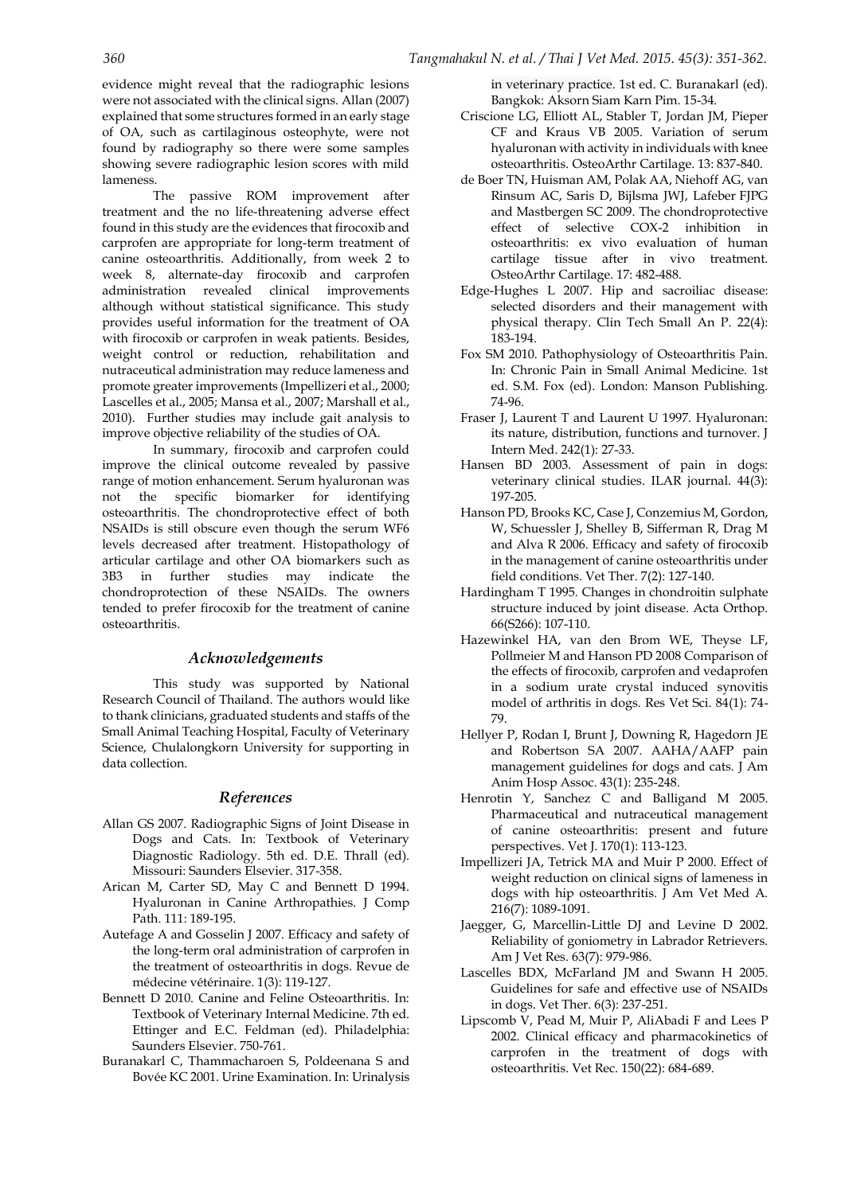evidence might reveal that the radiographic lesions were not associated with the clinical signs. Allan (2007) explained that some structures formed in an early stage of OA, such as cartilaginous osteophyte, were not found by radiography so there were some samples showing severe radiographic lesion scores with mild lameness.

The passive ROM improvement after treatment and the no life-threatening adverse effect found in this study are the evidences that firocoxib and carprofen are appropriate for long-term treatment of canine osteoarthritis. Additionally, from week 2 to week 8, alternate-day firocoxib and carprofen administration revealed clinical improvements although without statistical significance. This study provides useful information for the treatment of OA with firocoxib or carprofen in weak patients. Besides, weight control or reduction, rehabilitation and nutraceutical administration may reduce lameness and promote greater improvements (Impellizeri et al., 2000; Lascelles et al., 2005; Mansa et al., 2007; Marshall et al., 2010). Further studies may include gait analysis to improve objective reliability of the studies of OA.

In summary, firocoxib and carprofen could improve the clinical outcome revealed by passive range of motion enhancement. Serum hyaluronan was not the specific biomarker for identifying osteoarthritis. The chondroprotective effect of both NSAIDs is still obscure even though the serum WF6 levels decreased after treatment. Histopathology of articular cartilage and other OA biomarkers such as 3B3 in further studies may indicate the chondroprotection of these NSAIDs. The owners tended to prefer firocoxib for the treatment of canine osteoarthritis.

## Acknowledgements

This study was supported by National Research Council of Thailand. The authors would like to thank clinicians, graduated students and staffs of the Small Animal Teaching Hospital, Faculty of Veterinary Science, Chulalongkorn University for supporting in data collection.

## References

Allan GS 2007. Radiographic Signs of Joint Disease in Dogs and Cats. In: Textbook of Veterinary Diagnostic Radiology. 5th ed. D.E. Thrall (ed). Missouri: Saunders Elsevier. 317-358.

Arican M, Carter SD, May C and Bennett D 1994. Hyaluronan in Canine Arthropathies. J Comp Path. 111: 189-195.

Autefage A and Gosselin J 2007. Efficacy and safety of the long-term oral administration of carprofen in the treatment of osteoarthritis in dogs. Revue de médecine vétérinaire. 1(3): 119-127.

Bennett D 2010. Canine and Feline Osteoarthritis. In: Textbook of Veterinary Internal Medicine. 7th ed. Ettinger and E.C. Feldman (ed). Philadelphia: Saunders Elsevier. 750-761.

Buranakarl C, Thammacharoen S, Poldeenana S and Bovée KC 2001. Urine Examination. In: Urinalysis in veterinary practice. 1st ed. C. Buranakarl (ed). Bangkok: Aksorn Siam Karn Pim. 15-34.

Criscione LG, Elliott AL, Stabler T, Jordan JM, Pieper CF and Kraus VB 2005. Variation of serum hyaluronan with activity in individuals with knee osteoarthritis. OsteoArthr Cartilage. 13: 837-840.

de Boer TN, Huisman AM, Polak AA, Niehoff AG, van Rinsum AC, Saris D, Bijlsma JWJ, Lafeber FJPG and Mastbergen SC 2009. The chondroprotective effect of selective COX-2 inhibition in osteoarthritis: ex vivo evaluation of human cartilage tissue after in vivo treatment. OsteoArthr Cartilage. 17: 482-488.

Edge-Hughes L 2007. Hip and sacroiliac disease: selected disorders and their management with physical therapy. Clin Tech Small An P. 22(4): 183-194.

Fox SM 2010. Pathophysiology of Osteoarthritis Pain. In: Chronic Pain in Small Animal Medicine. 1st ed. S.M. Fox (ed). London: Manson Publishing. 74-96.

Fraser J, Laurent T and Laurent U 1997. Hyaluronan: its nature, distribution, functions and turnover. J Intern Med. 242(1): 27-33.

Hansen BD 2003. Assessment of pain in dogs: veterinary clinical studies. ILAR journal. 44(3): 197-205.

Hanson PD, Brooks KC, Case J, Conzemius M, Gordon, W, Schuessler J, Shelley B, Sifferman R, Drag M and Alva R 2006. Efficacy and safety of firocoxib in the management of canine osteoarthritis under field conditions. Vet Ther. 7(2): 127-140.

Hardingham T 1995. Changes in chondroitin sulphate structure induced by joint disease. Acta Orthop. 66(S266): 107-110.

Hazewinkel HA, van den Brom WE, Theyse LF, Pollmeier M and Hanson PD 2008 Comparison of the effects of firocoxib, carprofen and vedaprofen in a sodium urate crystal induced synovitis model of arthritis in dogs. Res Vet Sci. 84(1): 74-79.

Hellyer P, Rodan I, Brunt J, Downing R, Hagedorn JE and Robertson SA 2007. AAHA/AAFP pain management guidelines for dogs and cats. J Am Anim Hosp Assoc. 43(1): 235-248.

Henrotin Y, Sanchez C and Balligand M 2005. Pharmaceutical and nutraceutical management of canine osteoarthritis: present and future perspectives. Vet J. 170(1): 113-123.

Impellizeri JA, Tetrick MA and Muir P 2000. Effect of weight reduction on clinical signs of lameness in dogs with hip osteoarthritis. J Am Vet Med A. 216(7): 1089-1091.

Jaegger, G, Marcellin-Little DJ and Levine D 2002. Reliability of goniometry in Labrador Retrievers. Am J Vet Res. 63(7): 979-986.

Lascelles BDX, McFarland JM and Swann H 2005. Guidelines for safe and effective use of NSAIDs in dogs. Vet Ther. 6(3): 237-251.

Lipscomb V, Pead M, Muir P, AliAbadi F and Lees P 2002. Clinical efficacy and pharmacokinetics of carprofen in the treatment of dogs with osteoarthritis. Vet Rec. 150(22): 684-689.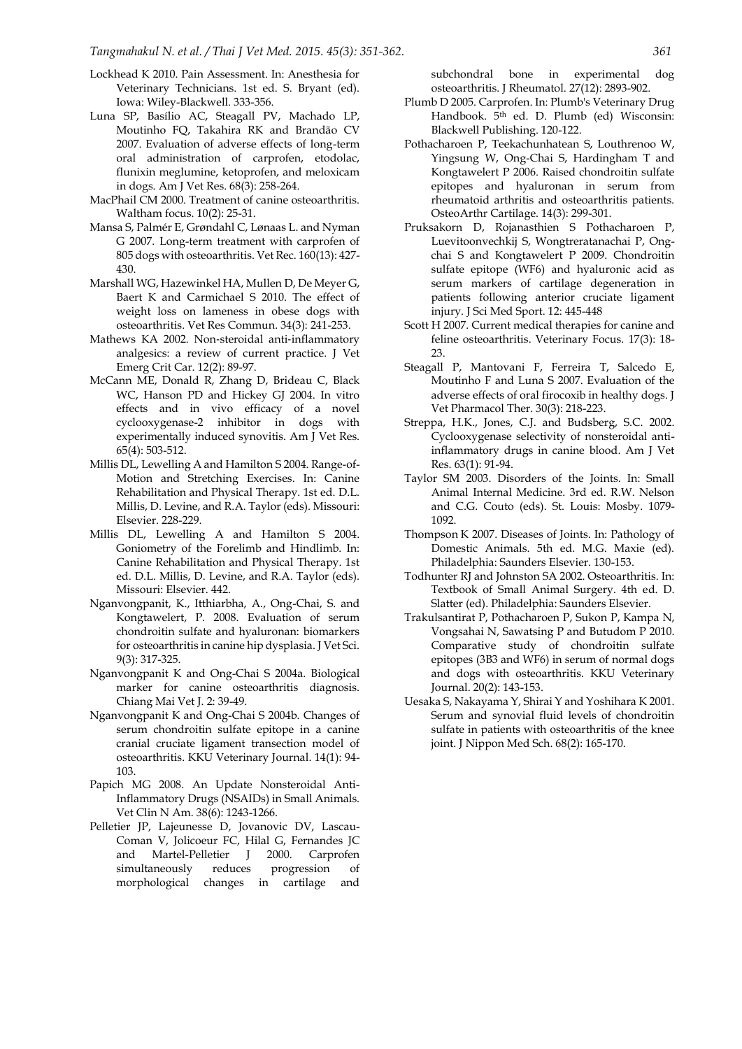Lockhead K 2010. Pain Assessment. In: Anesthesia for Veterinary Technicians. 1st ed. S. Bryant (ed). Iowa: Wiley-Blackwell. 333-356.

Luna SP, Basílio AC, Steagall PV, Machado LP, Moutinho FQ, Takahira RK and Brandão CV 2007. Evaluation of adverse effects of long-term oral administration of carprofen, etodolac, flunixin meglumine, ketoprofen, and meloxicam in dogs. Am J Vet Res. 68(3): 258-264.

MacPhail CM 2000. Treatment of canine osteoarthritis. Waltham focus. 10(2): 25-31.

Mansa S, Palmér E, Grøndahl C, Lønaas L. and Nyman G 2007. Long-term treatment with carprofen of 805 dogs with osteoarthritis. Vet Rec. 160(13): 427-430.

Marshall WG, Hazewinkel HA, Mullen D, De Meyer G, Baert K and Carmichael S 2010. The effect of weight loss on lameness in obese dogs with osteoarthritis. Vet Res Commun. 34(3): 241-253.

Mathews KA 2002. Non-steroidal anti-inflammatory analgesics: a review of current practice. J Vet Emerg Crit Car. 12(2): 89-97.

McCann ME, Donald R, Zhang D, Brideau C, Black WC, Hanson PD and Hickey GJ 2004. In vitro effects and in vivo efficacy of a novel cyclooxygenase-2 inhibitor in dogs with experimentally induced synovitis. Am J Vet Res. 65(4): 503-512.

Millis DL, Lewelling A and Hamilton S 2004. Range-of-Motion and Stretching Exercises. In: Canine Rehabilitation and Physical Therapy. 1st ed. D.L. Millis, D. Levine, and R.A. Taylor (eds). Missouri: Elsevier. 228-229.

Millis DL, Lewelling A and Hamilton S 2004. Goniometry of the Forelimb and Hindlimb. In: Canine Rehabilitation and Physical Therapy. 1st ed. D.L. Millis, D. Levine, and R.A. Taylor (eds). Missouri: Elsevier. 442.

Nganvongpanit, K., Itthiarbha, A., Ong-Chai, S. and Kongtawelert, P. 2008. Evaluation of serum chondroitin sulfate and hyaluronan: biomarkers for osteoarthritis in canine hip dysplasia. J Vet Sci. 9(3): 317-325.

Nganvongpanit K and Ong-Chai S 2004a. Biological marker for canine osteoarthritis diagnosis. Chiang Mai Vet J. 2: 39-49.

Nganvongpanit K and Ong-Chai S 2004b. Changes of serum chondroitin sulfate epitope in a canine cranial cruciate ligament transection model of osteoarthritis. KKU Veterinary Journal. 14(1): 94-103.

Papich MG 2008. An Update Nonsteroidal Anti-Inflammatory Drugs (NSAIDs) in Small Animals. Vet Clin N Am. 38(6): 1243-1266.

Pelletier JP, Lajeunesse D, Jovanovic DV, Lascau-Coman V, Jolicoeur FC, Hilal G, Fernandes JC and Martel-Pelletier J 2000. Carprofen simultaneously reduces progression of morphological changes in cartilage and subchondral bone in experimental dog osteoarthritis. J Rheumatol. 27(12): 2893-902.

Plumb D 2005. Carprofen. In: Plumb's Veterinary Drug Handbook. 5th ed. D. Plumb (ed) Wisconsin: Blackwell Publishing. 120-122.

Pothacharoen P, Teekachunhatean S, Louthrenoo W, Yingsung W, Ong-Chai S, Hardingham T and Kongtawelert P 2006. Raised chondroitin sulfate epitopes and hyaluronan in serum from rheumatoid arthritis and osteoarthritis patients. OsteoArthr Cartilage. 14(3): 299-301.

Pruksakorn D, Rojanasthien S Pothacharoen P, Luevitoonvechkij S, Wongtreratanachai P, Ong-chai S and Kongtawelert P 2009. Chondroitin sulfate epitope (WF6) and hyaluronic acid as serum markers of cartilage degeneration in patients following anterior cruciate ligament injury. J Sci Med Sport. 12: 445-448

Scott H 2007. Current medical therapies for canine and feline osteoarthritis. Veterinary Focus. 17(3): 18-23.

Steagall P, Mantovani F, Ferreira T, Salcedo E, Moutinho F and Luna S 2007. Evaluation of the adverse effects of oral firocoxib in healthy dogs. J Vet Pharmacol Ther. 30(3): 218-223.

Streppa, H.K., Jones, C.J. and Budsberg, S.C. 2002. Cyclooxygenase selectivity of nonsteroidal anti-inflammatory drugs in canine blood. Am J Vet Res. 63(1): 91-94.

Taylor SM 2003. Disorders of the Joints. In: Small Animal Internal Medicine. 3rd ed. R.W. Nelson and C.G. Couto (eds). St. Louis: Mosby. 1079-1092.

Thompson K 2007. Diseases of Joints. In: Pathology of Domestic Animals. 5th ed. M.G. Maxie (ed). Philadelphia: Saunders Elsevier. 130-153.

Todhunter RJ and Johnston SA 2002. Osteoarthritis. In: Textbook of Small Animal Surgery. 4th ed. D. Slatter (ed). Philadelphia: Saunders Elsevier.

Trakulsantirat P, Pothacharoen P, Sukon P, Kampa N, Vongsahai N, Sawatsing P and Butudom P 2010. Comparative study of chondroitin sulfate epitopes (3B3 and WF6) in serum of normal dogs and dogs with osteoarthritis. KKU Veterinary Journal. 20(2): 143-153.

Uesaka S, Nakayama Y, Shirai Y and Yoshihara K 2001. Serum and synovial fluid levels of chondroitin sulfate in patients with osteoarthritis of the knee joint. J Nippon Med Sch. 68(2): 165-170.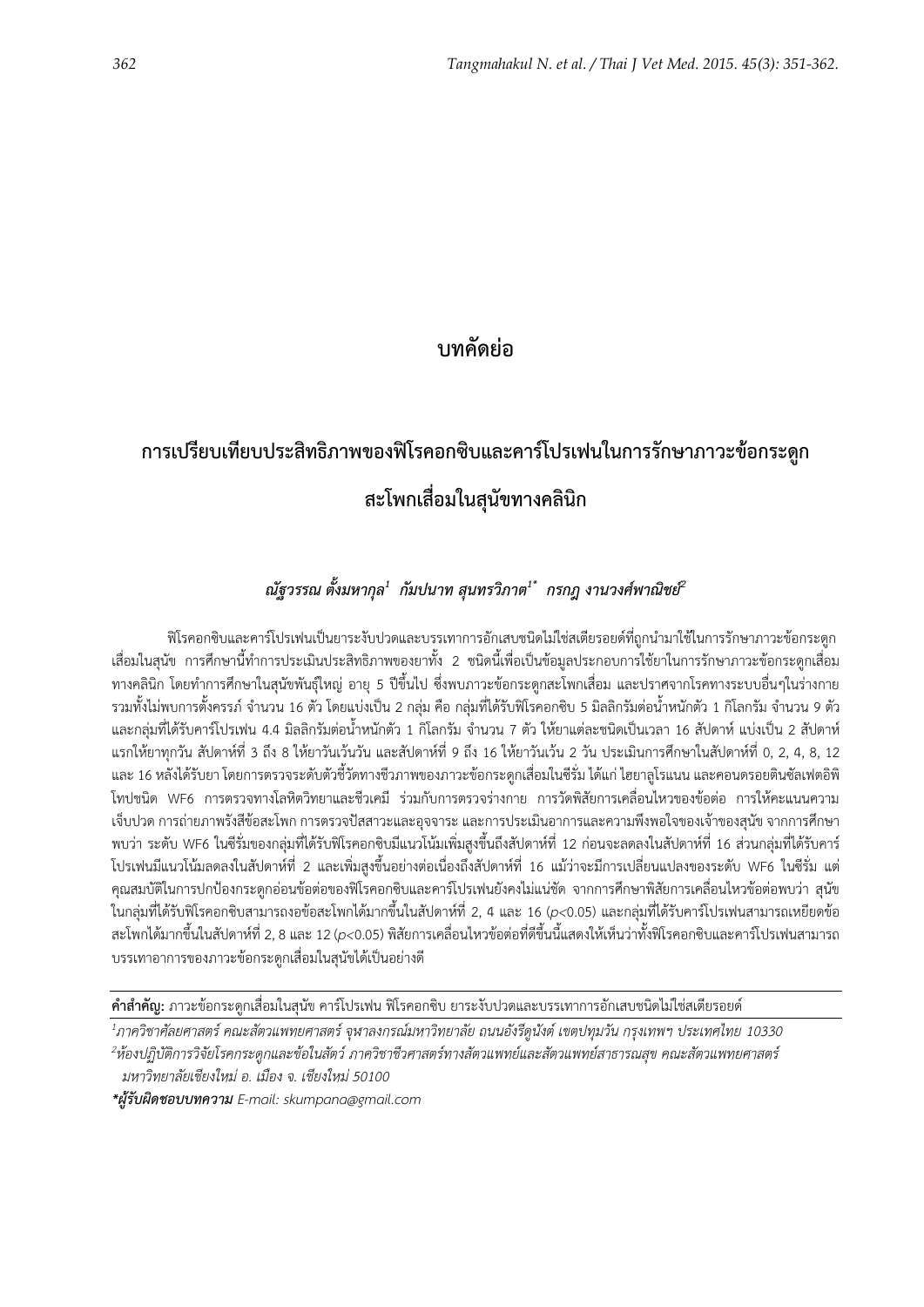# บทคัดย่อ

## การเปรียบเทียบประสิทธิภาพของฟิโรคอกซิบและคาร์โปรเฟนในการรักษาภาวะข้อกระดูกสะโพกเสื่อมในสุนัขทางคลินิก

***ณัฐวรรณ ตั้งมหากุล[1] กัมปนาท สุนทรวิภาต[1*] กรกฎ งานวงศ์พาณิชย์[2]***

ฟิโรคอกซิบและคาร์โปรเฟนเป็นยาระงับปวดและบรรเทาการอักเสบชนิดไม่ใช่สเตียรอยด์ที่ถูกนำมาใช้ในการรักษาภาวะข้อกระดูกเสื่อมในสุนัข การศึกษานี้ทำการประเมินประสิทธิภาพของยาทั้ง 2 ชนิดนี้เพื่อเป็นข้อมูลประกอบการใช้ยาในการรักษาภาวะข้อกระดูกเสื่อมทางคลินิก โดยทำการศึกษาในสุนัขพันธุ์ใหญ่ อายุ 5 ปีขึ้นไป ซึ่งพบภาวะข้อกระดูกสะโพกเสื่อม และปราศจากโรคทางระบบอื่นๆในร่างกาย รวมทั้งไม่พบการตั้งครรภ์ จำนวน 16 ตัว โดยแบ่งเป็น 2 กลุ่ม คือ กลุ่มที่ได้รับฟิโรคอกซิบ 5 มิลลิกรัมต่อน้ำหนักตัว 1 กิโลกรัม จำนวน 9 ตัว และกลุ่มที่ได้รับคาร์โปรเฟน 4.4 มิลลิกรัมต่อน้ำหนักตัว 1 กิโลกรัม จำนวน 7 ตัว ให้ยาแต่ละชนิดเป็นเวลา 16 สัปดาห์ แบ่งเป็น 2 สัปดาห์แรกให้ยาทุกวัน สัปดาห์ที่ 3 ถึง 8 ให้ยาวันเว้นวัน และสัปดาห์ที่ 9 ถึง 16 ให้ยาวันเว้น 2 วัน ประเมินการศึกษาในสัปดาห์ที่ 0, 2, 4, 8, 12 และ 16 หลังได้รับยา โดยการตรวจระดับตัวชี้วัดทางชีวภาพของภาวะข้อกระดูกเสื่อมในซีรั่ม ได้แก่ ไฮยาลูโรแนน และคอนดรอยตินซัลเฟตอิพิโทปชนิด WF6 การตรวจทางโลหิตวิทยาและชีวเคมี ร่วมกับการตรวจร่างกาย การวัดพิสัยการเคลื่อนไหวของข้อต่อ การให้คะแนนความเจ็บปวด การถ่ายภาพรังสีข้อสะโพก การตรวจปัสสาวะและอุจจาระ และการประเมินอาการและความพึงพอใจของเจ้าของสุนัข จากการศึกษาพบว่า ระดับ WF6 ในซีรั่มของกลุ่มที่ได้รับฟิโรคอกซิบมีแนวโน้มเพิ่มสูงขึ้นถึงสัปดาห์ที่ 12 ก่อนจะลดลงในสัปดาห์ที่ 16 ส่วนกลุ่มที่ได้รับคาร์โปรเฟนมีแนวโน้มลดลงในสัปดาห์ที่ 2 และเพิ่มสูงขึ้นอย่างต่อเนื่องถึงสัปดาห์ที่ 16 แม้ว่าจะมีการเปลี่ยนแปลงของระดับ WF6 ในซีรั่ม แต่คุณสมบัติในการปกป้องกระดูกอ่อนข้อต่อของฟิโรคอกซิบและคาร์โปรเฟนยังคงไม่แน่ชัด จากการศึกษาพิสัยการเคลื่อนไหวข้อต่อพบว่า สุนัขในกลุ่มที่ได้รับฟิโรคอกซิบสามารถงอข้อสะโพกได้มากขึ้นในสัปดาห์ที่ 2, 4 และ 16 ($p<0.05$) และกลุ่มที่ได้รับคาร์โปรเฟนสามารถเหยียดข้อสะโพกได้มากขึ้นในสัปดาห์ที่ 2, 8 และ 12 ($p<0.05$) พิสัยการเคลื่อนไหวข้อต่อที่ดีขึ้นนี้แสดงให้เห็นว่าทั้งฟิโรคอกซิบและคาร์โปรเฟนสามารถบรรเทาอาการของภาวะข้อกระดูกเสื่อมในสุนัขได้เป็นอย่างดี

---

**คำสำคัญ:** ภาวะข้อกระดูกเสื่อมในสุนัข คาร์โปรเฟน ฟิโรคอกซิบ ยาระงับปวดและบรรเทาการอักเสบชนิดไม่ใช่สเตียรอยด์

---

[1]*ภาควิชาศัลยศาสตร์ คณะสัตวแพทยศาสตร์ จุฬาลงกรณ์มหาวิทยาลัย ถนนอังรีดูนังต์ เขตปทุมวัน กรุงเทพฯ ประเทศไทย 10330*

[2]*ห้องปฏิบัติการวิจัยโรคกระดูกและข้อในสัตว์ ภาควิชาชีวศาสตร์ทางสัตวแพทย์และสัตวแพทย์สาธารณสุข คณะสัตวแพทยศาสตร์ มหาวิทยาลัยเชียงใหม่ อ. เมือง จ. เชียงใหม่ 50100*

***ผู้รับผิดชอบบทความ** *E-mail: skumpana@gmail.com*